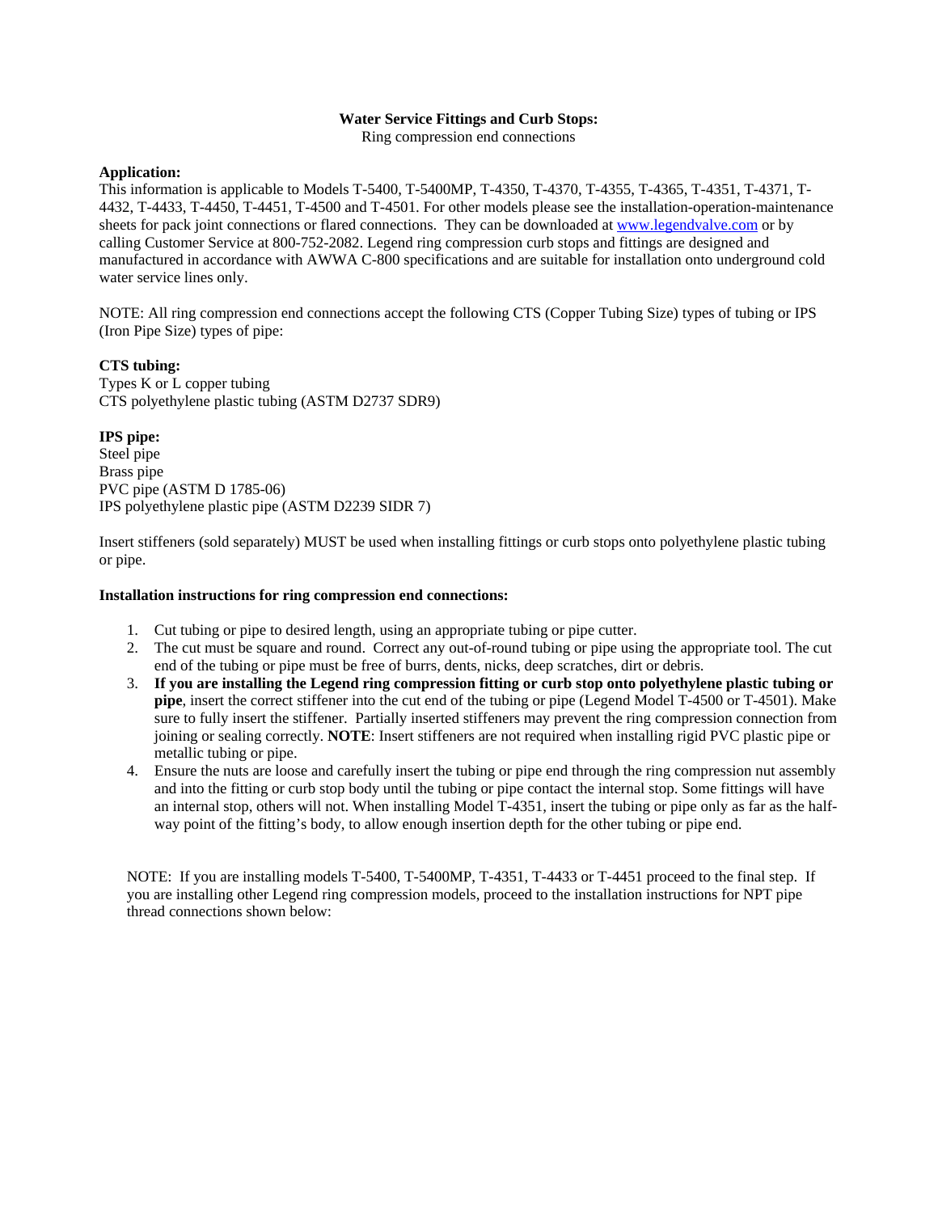**Water Service Fittings and Curb Stops:**
Ring compression end connections

**Application:**
This information is applicable to Models T-5400, T-5400MP, T-4350, T-4370, T-4355, T-4365, T-4351, T-4371, T-4432, T-4433, T-4450, T-4451, T-4500 and T-4501. For other models please see the installation-operation-maintenance sheets for pack joint connections or flared connections. They can be downloaded at www.legendvalve.com or by calling Customer Service at 800-752-2082. Legend ring compression curb stops and fittings are designed and manufactured in accordance with AWWA C-800 specifications and are suitable for installation onto underground cold water service lines only.

NOTE: All ring compression end connections accept the following CTS (Copper Tubing Size) types of tubing or IPS (Iron Pipe Size) types of pipe:

**CTS tubing:**
Types K or L copper tubing
CTS polyethylene plastic tubing (ASTM D2737 SDR9)

**IPS pipe:**
Steel pipe
Brass pipe
PVC pipe (ASTM D 1785-06)
IPS polyethylene plastic pipe (ASTM D2239 SIDR 7)

Insert stiffeners (sold separately) MUST be used when installing fittings or curb stops onto polyethylene plastic tubing or pipe.

**Installation instructions for ring compression end connections:**

1. Cut tubing or pipe to desired length, using an appropriate tubing or pipe cutter.
2. The cut must be square and round. Correct any out-of-round tubing or pipe using the appropriate tool. The cut end of the tubing or pipe must be free of burrs, dents, nicks, deep scratches, dirt or debris.
3. **If you are installing the Legend ring compression fitting or curb stop onto polyethylene plastic tubing or pipe**, insert the correct stiffener into the cut end of the tubing or pipe (Legend Model T-4500 or T-4501). Make sure to fully insert the stiffener. Partially inserted stiffeners may prevent the ring compression connection from joining or sealing correctly. **NOTE**: Insert stiffeners are not required when installing rigid PVC plastic pipe or metallic tubing or pipe.
4. Ensure the nuts are loose and carefully insert the tubing or pipe end through the ring compression nut assembly and into the fitting or curb stop body until the tubing or pipe contact the internal stop. Some fittings will have an internal stop, others will not. When installing Model T-4351, insert the tubing or pipe only as far as the half-way point of the fitting's body, to allow enough insertion depth for the other tubing or pipe end.

NOTE: If you are installing models T-5400, T-5400MP, T-4351, T-4433 or T-4451 proceed to the final step. If you are installing other Legend ring compression models, proceed to the installation instructions for NPT pipe thread connections shown below: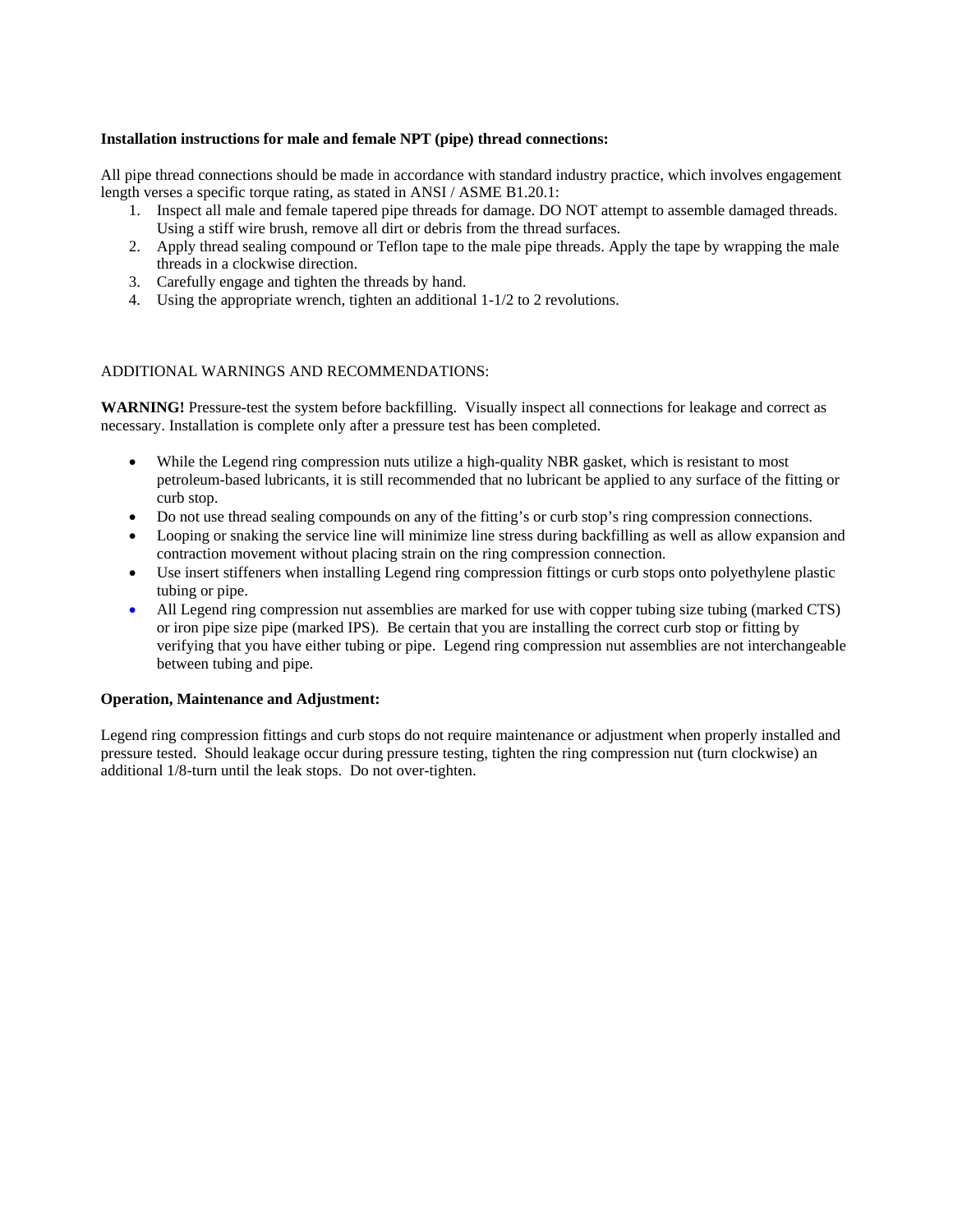**Installation instructions for male and female NPT (pipe) thread connections:**

All pipe thread connections should be made in accordance with standard industry practice, which involves engagement length verses a specific torque rating, as stated in ANSI / ASME B1.20.1:

1. Inspect all male and female tapered pipe threads for damage. DO NOT attempt to assemble damaged threads. Using a stiff wire brush, remove all dirt or debris from the thread surfaces.
2. Apply thread sealing compound or Teflon tape to the male pipe threads. Apply the tape by wrapping the male threads in a clockwise direction.
3. Carefully engage and tighten the threads by hand.
4. Using the appropriate wrench, tighten an additional 1-1/2 to 2 revolutions.

ADDITIONAL WARNINGS AND RECOMMENDATIONS:

**WARNING!** Pressure-test the system before backfilling. Visually inspect all connections for leakage and correct as necessary. Installation is complete only after a pressure test has been completed.

- While the Legend ring compression nuts utilize a high-quality NBR gasket, which is resistant to most petroleum-based lubricants, it is still recommended that no lubricant be applied to any surface of the fitting or curb stop.
- Do not use thread sealing compounds on any of the fitting's or curb stop's ring compression connections.
- Looping or snaking the service line will minimize line stress during backfilling as well as allow expansion and contraction movement without placing strain on the ring compression connection.
- Use insert stiffeners when installing Legend ring compression fittings or curb stops onto polyethylene plastic tubing or pipe.
- All Legend ring compression nut assemblies are marked for use with copper tubing size tubing (marked CTS) or iron pipe size pipe (marked IPS). Be certain that you are installing the correct curb stop or fitting by verifying that you have either tubing or pipe. Legend ring compression nut assemblies are not interchangeable between tubing and pipe.

**Operation, Maintenance and Adjustment:**

Legend ring compression fittings and curb stops do not require maintenance or adjustment when properly installed and pressure tested. Should leakage occur during pressure testing, tighten the ring compression nut (turn clockwise) an additional 1/8-turn until the leak stops. Do not over-tighten.